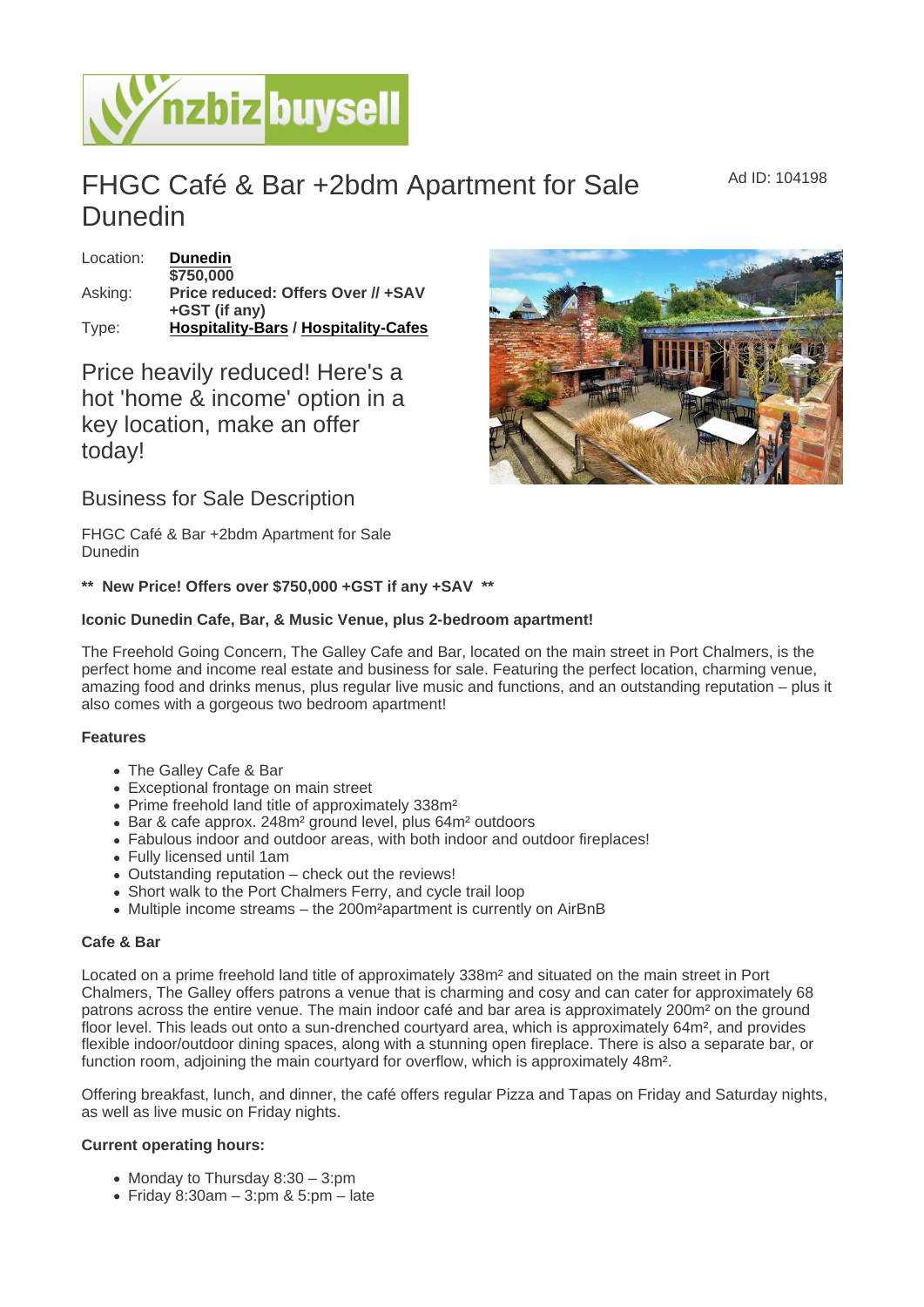# FHGC Café & Bar +2bdm Apartment for Sale Dunedin

Ad ID: 104198

| | |
|---|---|
| Location: | **Dunedin** |
| Asking: | **$750,000 Price reduced: Offers Over // +SAV +GST (if any)** |
| Type: | **Hospitality-Bars / Hospitality-Cafes** |

## Price heavily reduced! Here's a hot 'home & income' option in a key location, make an offer today!

## Business for Sale Description

FHGC Café & Bar +2bdm Apartment for Sale Dunedin

**\*\* New Price! Offers over $750,000 +GST if any +SAV \*\***

**Iconic Dunedin Cafe, Bar, & Music Venue, plus 2-bedroom apartment!**

The Freehold Going Concern, The Galley Cafe and Bar, located on the main street in Port Chalmers, is the perfect home and income real estate and business for sale. Featuring the perfect location, charming venue, amazing food and drinks menus, plus regular live music and functions, and an outstanding reputation – plus it also comes with a gorgeous two bedroom apartment!

**Features**

- The Galley Cafe & Bar
- Exceptional frontage on main street
- Prime freehold land title of approximately 338m²
- Bar & cafe approx. 248m² ground level, plus 64m² outdoors
- Fabulous indoor and outdoor areas, with both indoor and outdoor fireplaces!
- Fully licensed until 1am
- Outstanding reputation – check out the reviews!
- Short walk to the Port Chalmers Ferry, and cycle trail loop
- Multiple income streams – the 200m²apartment is currently on AirBnB

**Cafe & Bar**

Located on a prime freehold land title of approximately 338m² and situated on the main street in Port Chalmers, The Galley offers patrons a venue that is charming and cosy and can cater for approximately 68 patrons across the entire venue. The main indoor café and bar area is approximately 200m² on the ground floor level. This leads out onto a sun-drenched courtyard area, which is approximately 64m², and provides flexible indoor/outdoor dining spaces, along with a stunning open fireplace. There is also a separate bar, or function room, adjoining the main courtyard for overflow, which is approximately 48m².

Offering breakfast, lunch, and dinner, the café offers regular Pizza and Tapas on Friday and Saturday nights, as well as live music on Friday nights.

**Current operating hours:**

- Monday to Thursday 8:30 – 3:pm
- Friday 8:30am – 3:pm & 5:pm – late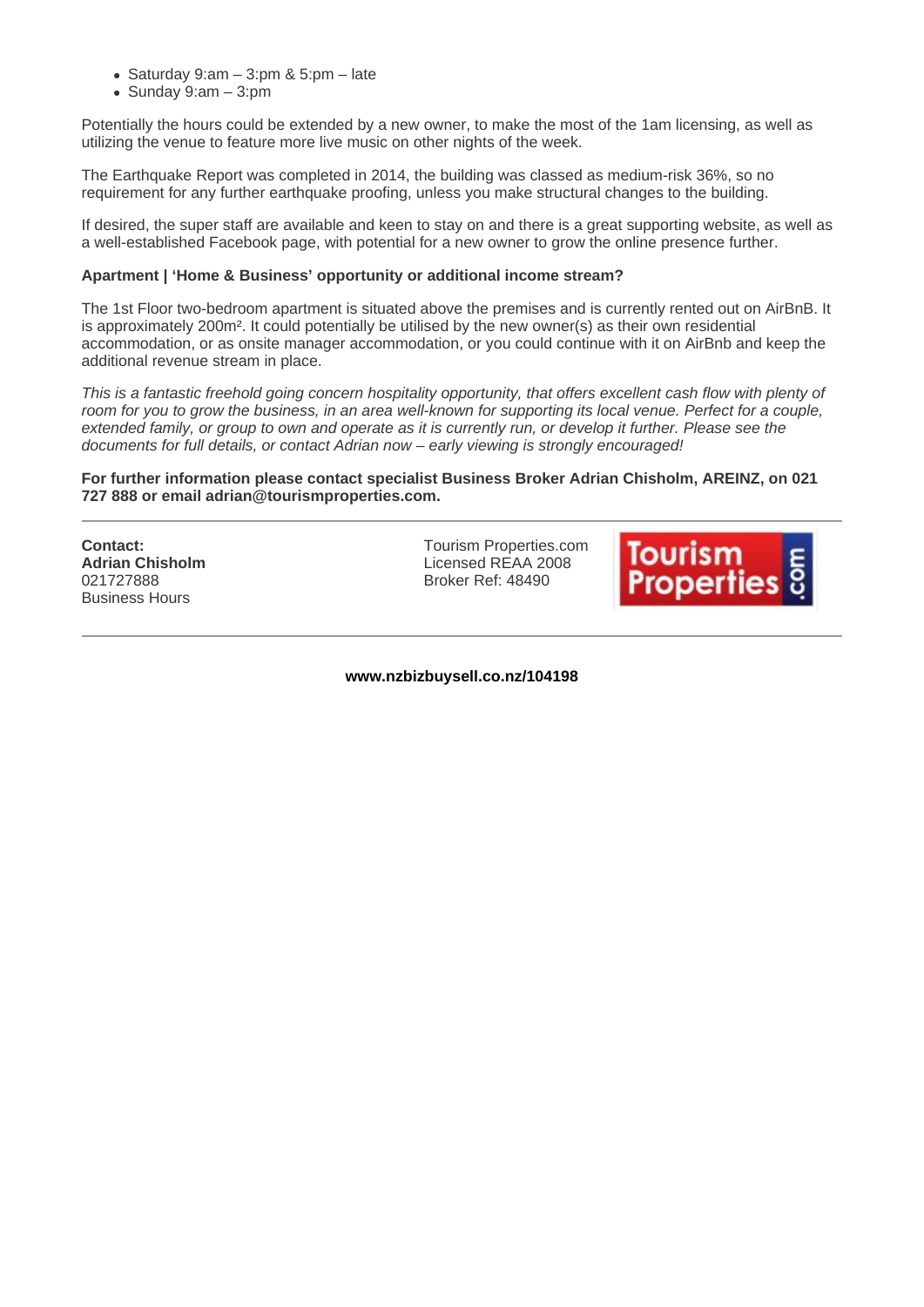- Saturday 9:am – 3:pm & 5:pm – late
- Sunday 9:am – 3:pm

Potentially the hours could be extended by a new owner, to make the most of the 1am licensing, as well as utilizing the venue to feature more live music on other nights of the week.

The Earthquake Report was completed in 2014, the building was classed as medium-risk 36%, so no requirement for any further earthquake proofing, unless you make structural changes to the building.

If desired, the super staff are available and keen to stay on and there is a great supporting website, as well as a well-established Facebook page, with potential for a new owner to grow the online presence further.

**Apartment | 'Home & Business' opportunity or additional income stream?**

The 1st Floor two-bedroom apartment is situated above the premises and is currently rented out on AirBnB. It is approximately 200m². It could potentially be utilised by the new owner(s) as their own residential accommodation, or as onsite manager accommodation, or you could continue with it on AirBnb and keep the additional revenue stream in place.

*This is a fantastic freehold going concern hospitality opportunity, that offers excellent cash flow with plenty of room for you to grow the business, in an area well-known for supporting its local venue. Perfect for a couple, extended family, or group to own and operate as it is currently run, or develop it further. Please see the documents for full details, or contact Adrian now – early viewing is strongly encouraged!*

**For further information please contact specialist Business Broker Adrian Chisholm, AREINZ, on 021 727 888 or email adrian@tourismproperties.com.**

---

**Contact:**
**Adrian Chisholm**
021727888
Business Hours

Tourism Properties.com
Licensed REAA 2008
Broker Ref: 48490

Tourism Properties .com

---

**www.nzbizbuysell.co.nz/104198**